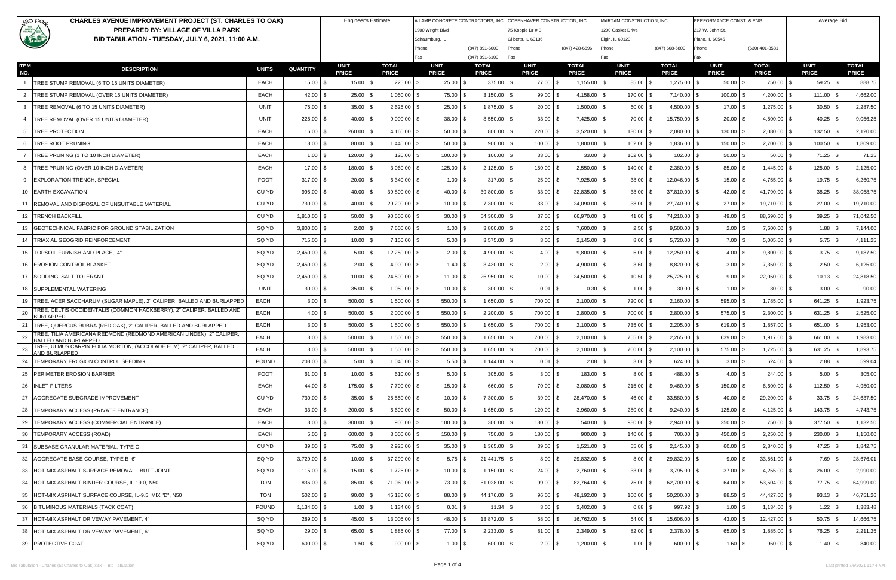# CHARLES AVENUE IMPROVEMENT PROJECT (ST. CHARLES TO OAK)

**PREPARED BY: VILLAGE OF VILLA PARK**

**BID TABULATION - TUESDAY, JULY 6, 2021, 11:00 A.M.**

| ITEM NO. | DESCRIPTION | UNITS | QUANTITY | Engineer's Estimate | | A LAMP CONCRETE CONTRACTORS, INC. 1900 Wright Blvd Schaumburg, IL Phone (847) 891-6000 Fax (847) 891-6100 | | COPENHAVER CONSTRUCTION, INC. 75 Koppie Dr # B Gilberts, IL 60136 Phone (847) 428-6696 Fax | | MARTAM CONSTRUCTION, INC. 1200 Gasket Drive Elgin, IL 60120 Phone (847) 608-6800 Fax | | PERFORMANCE CONST. & ENG. 217 W. John St. Plano, IL 60545 Phone (630) 401-3581 Fax | | Average Bid | |
|---|---|---|---|---|---|---|---|---|---|---|---|---|---|---|---|
| | | | | UNIT PRICE | TOTAL PRICE | UNIT PRICE | TOTAL PRICE | UNIT PRICE | TOTAL PRICE | UNIT PRICE | TOTAL PRICE | UNIT PRICE | TOTAL PRICE | UNIT PRICE | TOTAL PRICE |
| 1 | TREE STUMP REMOVAL (6 TO 15 UNITS DIAMETER) | EACH | 15.00 | $ 15.00 | $ 225.00 | $ 25.00 | $ 375.00 | $ 77.00 | $ 1,155.00 | $ 85.00 | $ 1,275.00 | $ 50.00 | $ 750.00 | $ 59.25 | $ 888.75 |
| 2 | TREE STUMP REMOVAL (OVER 15 UNITS DIAMETER) | EACH | 42.00 | $ 25.00 | $ 1,050.00 | $ 75.00 | $ 3,150.00 | $ 99.00 | $ 4,158.00 | $ 170.00 | $ 7,140.00 | $ 100.00 | $ 4,200.00 | $ 111.00 | $ 4,662.00 |
| 3 | TREE REMOVAL (6 TO 15 UNITS DIAMETER) | UNIT | 75.00 | $ 35.00 | $ 2,625.00 | $ 25.00 | $ 1,875.00 | $ 20.00 | $ 1,500.00 | $ 60.00 | $ 4,500.00 | $ 17.00 | $ 1,275.00 | $ 30.50 | $ 2,287.50 |
| 4 | TREE REMOVAL (OVER 15 UNITS DIAMETER) | UNIT | 225.00 | $ 40.00 | $ 9,000.00 | $ 38.00 | $ 8,550.00 | $ 33.00 | $ 7,425.00 | $ 70.00 | $ 15,750.00 | $ 20.00 | $ 4,500.00 | $ 40.25 | $ 9,056.25 |
| 5 | TREE PROTECTION | EACH | 16.00 | $ 260.00 | $ 4,160.00 | $ 50.00 | $ 800.00 | $ 220.00 | $ 3,520.00 | $ 130.00 | $ 2,080.00 | $ 130.00 | $ 2,080.00 | $ 132.50 | $ 2,120.00 |
| 6 | TREE ROOT PRUNING | EACH | 18.00 | $ 80.00 | $ 1,440.00 | $ 50.00 | $ 900.00 | $ 100.00 | $ 1,800.00 | $ 102.00 | $ 1,836.00 | $ 150.00 | $ 2,700.00 | $ 100.50 | $ 1,809.00 |
| 7 | TREE PRUNING (1 TO 10 INCH DIAMETER) | EACH | 1.00 | $ 120.00 | $ 120.00 | $ 100.00 | $ 100.00 | $ 33.00 | $ 33.00 | $ 102.00 | $ 102.00 | $ 50.00 | $ 50.00 | $ 71.25 | $ 71.25 |
| 8 | TREE PRUNING (OVER 10 INCH DIAMETER) | EACH | 17.00 | $ 180.00 | $ 3,060.00 | $ 125.00 | $ 2,125.00 | $ 150.00 | $ 2,550.00 | $ 140.00 | $ 2,380.00 | $ 85.00 | $ 1,445.00 | $ 125.00 | $ 2,125.00 |
| 9 | EXPLORATION TRENCH, SPECIAL | FOOT | 317.00 | $ 20.00 | $ 6,340.00 | $ 1.00 | $ 317.00 | $ 25.00 | $ 7,925.00 | $ 38.00 | $ 12,046.00 | $ 15.00 | $ 4,755.00 | $ 19.75 | $ 6,260.75 |
| 10 | EARTH EXCAVATION | CU YD | 995.00 | $ 40.00 | $ 39,800.00 | $ 40.00 | $ 39,800.00 | $ 33.00 | $ 32,835.00 | $ 38.00 | $ 37,810.00 | $ 42.00 | $ 41,790.00 | $ 38.25 | $ 38,058.75 |
| 11 | REMOVAL AND DISPOSAL OF UNSUITABLE MATERIAL | CU YD | 730.00 | $ 40.00 | $ 29,200.00 | $ 10.00 | $ 7,300.00 | $ 33.00 | $ 24,090.00 | $ 38.00 | $ 27,740.00 | $ 27.00 | $ 19,710.00 | $ 27.00 | $ 19,710.00 |
| 12 | TRENCH BACKFILL | CU YD | 1,810.00 | $ 50.00 | $ 90,500.00 | $ 30.00 | $ 54,300.00 | $ 37.00 | $ 66,970.00 | $ 41.00 | $ 74,210.00 | $ 49.00 | $ 88,690.00 | $ 39.25 | $ 71,042.50 |
| 13 | GEOTECHNICAL FABRIC FOR GROUND STABILIZATION | SQ YD | 3,800.00 | $ 2.00 | $ 7,600.00 | $ 1.00 | $ 3,800.00 | $ 2.00 | $ 7,600.00 | $ 2.50 | $ 9,500.00 | $ 2.00 | $ 7,600.00 | $ 1.88 | $ 7,144.00 |
| 14 | TRIAXIAL GEOGRID REINFORCEMENT | SQ YD | 715.00 | $ 10.00 | $ 7,150.00 | $ 5.00 | $ 3,575.00 | $ 3.00 | $ 2,145.00 | $ 8.00 | $ 5,720.00 | $ 7.00 | $ 5,005.00 | $ 5.75 | $ 4,111.25 |
| 15 | TOPSOIL FURNISH AND PLACE, 4" | SQ YD | 2,450.00 | $ 5.00 | $ 12,250.00 | $ 2.00 | $ 4,900.00 | $ 4.00 | $ 9,800.00 | $ 5.00 | $ 12,250.00 | $ 4.00 | $ 9,800.00 | $ 3.75 | $ 9,187.50 |
| 16 | EROSION CONTROL BLANKET | SQ YD | 2,450.00 | $ 2.00 | $ 4,900.00 | $ 1.40 | $ 3,430.00 | $ 2.00 | $ 4,900.00 | $ 3.60 | $ 8,820.00 | $ 3.00 | $ 7,350.00 | $ 2.50 | $ 6,125.00 |
| 17 | SODDING, SALT TOLERANT | SQ YD | 2,450.00 | $ 10.00 | $ 24,500.00 | $ 11.00 | $ 26,950.00 | $ 10.00 | $ 24,500.00 | $ 10.50 | $ 25,725.00 | $ 9.00 | $ 22,050.00 | $ 10.13 | $ 24,818.50 |
| 18 | SUPPLEMENTAL WATERING | UNIT | 30.00 | $ 35.00 | $ 1,050.00 | $ 10.00 | $ 300.00 | $ 0.01 | $ 0.30 | $ 1.00 | $ 30.00 | $ 1.00 | $ 30.00 | $ 3.00 | $ 90.00 |
| 19 | TREE, ACER SACCHARUM (SUGAR MAPLE), 2" CALIPER, BALLED AND BURLAPPED | EACH | 3.00 | $ 500.00 | $ 1,500.00 | $ 550.00 | $ 1,650.00 | $ 700.00 | $ 2,100.00 | $ 720.00 | $ 2,160.00 | $ 595.00 | $ 1,785.00 | $ 641.25 | $ 1,923.75 |
| 20 | TREE, CELTIS OCCIDENTALIS (COMMON HACKBERRY), 2" CALIPER, BALLED AND BURLAPPED | EACH | 4.00 | $ 500.00 | $ 2,000.00 | $ 550.00 | $ 2,200.00 | $ 700.00 | $ 2,800.00 | $ 700.00 | $ 2,800.00 | $ 575.00 | $ 2,300.00 | $ 631.25 | $ 2,525.00 |
| 21 | TREE, QUERCUS RUBRA (RED OAK), 2" CALIPER, BALLED AND BURLAPPED | EACH | 3.00 | $ 500.00 | $ 1,500.00 | $ 550.00 | $ 1,650.00 | $ 700.00 | $ 2,100.00 | $ 735.00 | $ 2,205.00 | $ 619.00 | $ 1,857.00 | $ 651.00 | $ 1,953.00 |
| 22 | TREE, TILIA AMERICANA REDMOND (REDMOND AMERICAN LINDEN), 2" CALIPER, BALLED AND BURLAPPED | EACH | 3.00 | $ 500.00 | $ 1,500.00 | $ 550.00 | $ 1,650.00 | $ 700.00 | $ 2,100.00 | $ 755.00 | $ 2,265.00 | $ 639.00 | $ 1,917.00 | $ 661.00 | $ 1,983.00 |
| 23 | TREE, ULMUS CARPINIFOLIA MORTON, (ACCOLADE ELM), 2" CALIPER, BALLED AND BURLAPPED | EACH | 3.00 | $ 500.00 | $ 1,500.00 | $ 550.00 | $ 1,650.00 | $ 700.00 | $ 2,100.00 | $ 700.00 | $ 2,100.00 | $ 575.00 | $ 1,725.00 | $ 631.25 | $ 1,893.75 |
| 24 | TEMPORARY EROSION CONTROL SEEDING | POUND | 208.00 | $ 5.00 | $ 1,040.00 | $ 5.50 | $ 1,144.00 | $ 0.01 | $ 2.08 | $ 3.00 | $ 624.00 | $ 3.00 | $ 624.00 | $ 2.88 | $ 599.04 |
| 25 | PERIMETER EROSION BARRIER | FOOT | 61.00 | $ 10.00 | $ 610.00 | $ 5.00 | $ 305.00 | $ 3.00 | $ 183.00 | $ 8.00 | $ 488.00 | $ 4.00 | $ 244.00 | $ 5.00 | $ 305.00 |
| 26 | INLET FILTERS | EACH | 44.00 | $ 175.00 | $ 7,700.00 | $ 15.00 | $ 660.00 | $ 70.00 | $ 3,080.00 | $ 215.00 | $ 9,460.00 | $ 150.00 | $ 6,600.00 | $ 112.50 | $ 4,950.00 |
| 27 | AGGREGATE SUBGRADE IMPROVEMENT | CU YD | 730.00 | $ 35.00 | $ 25,550.00 | $ 10.00 | $ 7,300.00 | $ 39.00 | $ 28,470.00 | $ 46.00 | $ 33,580.00 | $ 40.00 | $ 29,200.00 | $ 33.75 | $ 24,637.50 |
| 28 | TEMPORARY ACCESS (PRIVATE ENTRANCE) | EACH | 33.00 | $ 200.00 | $ 6,600.00 | $ 50.00 | $ 1,650.00 | $ 120.00 | $ 3,960.00 | $ 280.00 | $ 9,240.00 | $ 125.00 | $ 4,125.00 | $ 143.75 | $ 4,743.75 |
| 29 | TEMPORARY ACCESS (COMMERCIAL ENTRANCE) | EACH | 3.00 | $ 300.00 | $ 900.00 | $ 100.00 | $ 300.00 | $ 180.00 | $ 540.00 | $ 980.00 | $ 2,940.00 | $ 250.00 | $ 750.00 | $ 377.50 | $ 1,132.50 |
| 30 | TEMPORARY ACCESS (ROAD) | EACH | 5.00 | $ 600.00 | $ 3,000.00 | $ 150.00 | $ 750.00 | $ 180.00 | $ 900.00 | $ 140.00 | $ 700.00 | $ 450.00 | $ 2,250.00 | $ 230.00 | $ 1,150.00 |
| 31 | SUBBASE GRANULAR MATERIAL, TYPE C | CU YD | 39.00 | $ 75.00 | $ 2,925.00 | $ 35.00 | $ 1,365.00 | $ 39.00 | $ 1,521.00 | $ 55.00 | $ 2,145.00 | $ 60.00 | $ 2,340.00 | $ 47.25 | $ 1,842.75 |
| 32 | AGGREGATE BASE COURSE, TYPE B 6" | SQ YD | 3,729.00 | $ 10.00 | $ 37,290.00 | $ 5.75 | $ 21,441.75 | $ 8.00 | $ 29,832.00 | $ 8.00 | $ 29,832.00 | $ 9.00 | $ 33,561.00 | $ 7.69 | $ 28,676.01 |
| 33 | HOT-MIX ASPHALT SURFACE REMOVAL - BUTT JOINT | SQ YD | 115.00 | $ 15.00 | $ 1,725.00 | $ 10.00 | $ 1,150.00 | $ 24.00 | $ 2,760.00 | $ 33.00 | $ 3,795.00 | $ 37.00 | $ 4,255.00 | $ 26.00 | $ 2,990.00 |
| 34 | HOT-MIX ASPHALT BINDER COURSE, IL-19.0, N50 | TON | 836.00 | $ 85.00 | $ 71,060.00 | $ 73.00 | $ 61,028.00 | $ 99.00 | $ 82,764.00 | $ 75.00 | $ 62,700.00 | $ 64.00 | $ 53,504.00 | $ 77.75 | $ 64,999.00 |
| 35 | HOT-MIX ASPHALT SURFACE COURSE, IL-9.5, MIX "D", N50 | TON | 502.00 | $ 90.00 | $ 45,180.00 | $ 88.00 | $ 44,176.00 | $ 96.00 | $ 48,192.00 | $ 100.00 | $ 50,200.00 | $ 88.50 | $ 44,427.00 | $ 93.13 | $ 46,751.26 |
| 36 | BITUMINOUS MATERIALS (TACK COAT) | POUND | 1,134.00 | $ 1.00 | $ 1,134.00 | $ 0.01 | $ 11.34 | $ 3.00 | $ 3,402.00 | $ 0.88 | $ 997.92 | $ 1.00 | $ 1,134.00 | $ 1.22 | $ 1,383.48 |
| 37 | HOT-MIX ASPHALT DRIVEWAY PAVEMENT, 4" | SQ YD | 289.00 | $ 45.00 | $ 13,005.00 | $ 48.00 | $ 13,872.00 | $ 58.00 | $ 16,762.00 | $ 54.00 | $ 15,606.00 | $ 43.00 | $ 12,427.00 | $ 50.75 | $ 14,666.75 |
| 38 | HOT-MIX ASPHALT DRIVEWAY PAVEMENT, 6" | SQ YD | 29.00 | $ 65.00 | $ 1,885.00 | $ 77.00 | $ 2,233.00 | $ 81.00 | $ 2,349.00 | $ 82.00 | $ 2,378.00 | $ 65.00 | $ 1,885.00 | $ 76.25 | $ 2,211.25 |
| 39 | PROTECTIVE COAT | SQ YD | 600.00 | $ 1.50 | $ 900.00 | $ 1.00 | $ 600.00 | $ 2.00 | $ 1,200.00 | $ 1.00 | $ 600.00 | $ 1.60 | $ 960.00 | $ 1.40 | $ 840.00 |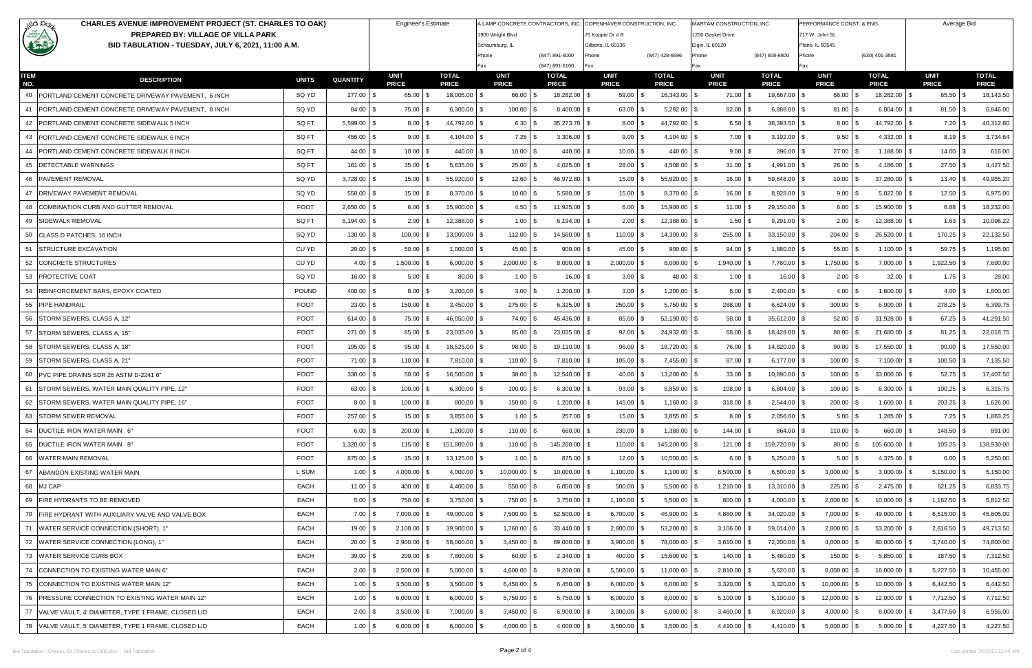# CHARLES AVENUE IMPROVEMENT PROJECT (ST. CHARLES TO OAK)

**PREPARED BY: VILLAGE OF VILLA PARK**

**BID TABULATION - TUESDAY, JULY 6, 2021, 11:00 A.M.**

| | | | | Engineer's Estimate | | A LAMP CONCRETE CONTRACTORS, INC. | | COPENHAVER CONSTRUCTION, INC. | | MARTAM CONSTRUCTION, INC. | | PERFORMANCE CONST. & ENG. | | Average Bid | |
|---|---|---|---|---|---|---|---|---|---|---|---|---|---|---|---|
| | | | | | | 1900 Wright Blvd | | 75 Koppie Dr # B | | 1200 Gasket Drive | | 217 W. John St. | | | |
| | | | | | | Schaumburg, IL | | Gilberts, IL 60136 | | Elgin, IL 60120 | | Plano, IL 60545 | | | |
| | | | | | | Phone (847) 891-6000 | | Phone (847) 428-6696 | | Phone (847) 608-6800 | | Phone (630) 401-3581 | | | |
| | | | | | | Fax (847) 891-6100 | | Fax | | Fax | | Fax | | | |
| ITEM NO. | DESCRIPTION | UNITS | QUANTITY | UNIT PRICE | TOTAL PRICE | UNIT PRICE | TOTAL PRICE | UNIT PRICE | TOTAL PRICE | UNIT PRICE | TOTAL PRICE | UNIT PRICE | TOTAL PRICE | UNIT PRICE | TOTAL PRICE |
| 40 | PORTLAND CEMENT CONCRETE DRIVEWAY PAVEMENT, 6 INCH | SQ YD | 277.00 | $ 65.00 | $ 18,005.00 | $ 66.00 | $ 18,282.00 | $ 59.00 | $ 16,343.00 | $ 71.00 | $ 19,667.00 | $ 66.00 | $ 18,282.00 | $ 65.50 | $ 18,143.50 |
| 41 | PORTLAND CEMENT CONCRETE DRIVEWAY PAVEMENT, 8 INCH | SQ YD | 84.00 | $ 75.00 | $ 6,300.00 | $ 100.00 | $ 8,400.00 | $ 63.00 | $ 5,292.00 | $ 82.00 | $ 6,888.00 | $ 81.00 | $ 6,804.00 | $ 81.50 | $ 6,846.00 |
| 42 | PORTLAND CEMENT CONCRETE SIDEWALK 5 INCH | SQ FT | 5,599.00 | $ 8.00 | $ 44,792.00 | $ 6.30 | $ 35,273.70 | $ 8.00 | $ 44,792.00 | $ 6.50 | $ 36,393.50 | $ 8.00 | $ 44,792.00 | $ 7.20 | $ 40,312.80 |
| 43 | PORTLAND CEMENT CONCRETE SIDEWALK 6 INCH | SQ FT | 456.00 | $ 9.00 | $ 4,104.00 | $ 7.25 | $ 3,306.00 | $ 9.00 | $ 4,104.00 | $ 7.00 | $ 3,192.00 | $ 9.50 | $ 4,332.00 | $ 8.19 | $ 3,734.64 |
| 44 | PORTLAND CEMENT CONCRETE SIDEWALK 8 INCH | SQ FT | 44.00 | $ 10.00 | $ 440.00 | $ 10.00 | $ 440.00 | $ 10.00 | $ 440.00 | $ 9.00 | $ 396.00 | $ 27.00 | $ 1,188.00 | $ 14.00 | $ 616.00 |
| 45 | DETECTABLE WARNINGS | SQ FT | 161.00 | $ 35.00 | $ 5,635.00 | $ 25.00 | $ 4,025.00 | $ 28.00 | $ 4,508.00 | $ 31.00 | $ 4,991.00 | $ 26.00 | $ 4,186.00 | $ 27.50 | $ 4,427.50 |
| 46 | PAVEMENT REMOVAL | SQ YD | 3,728.00 | $ 15.00 | $ 55,920.00 | $ 12.60 | $ 46,972.80 | $ 15.00 | $ 55,920.00 | $ 16.00 | $ 59,648.00 | $ 10.00 | $ 37,280.00 | $ 13.40 | $ 49,955.20 |
| 47 | DRIVEWAY PAVEMENT REMOVAL | SQ YD | 558.00 | $ 15.00 | $ 8,370.00 | $ 10.00 | $ 5,580.00 | $ 15.00 | $ 8,370.00 | $ 16.00 | $ 8,928.00 | $ 9.00 | $ 5,022.00 | $ 12.50 | $ 6,975.00 |
| 48 | COMBINATION CURB AND GUTTER REMOVAL | FOOT | 2,650.00 | $ 6.00 | $ 15,900.00 | $ 4.50 | $ 11,925.00 | $ 6.00 | $ 15,900.00 | $ 11.00 | $ 29,150.00 | $ 6.00 | $ 15,900.00 | $ 6.88 | $ 18,232.00 |
| 49 | SIDEWALK REMOVAL | SQ FT | 6,194.00 | $ 2.00 | $ 12,388.00 | $ 1.00 | $ 6,194.00 | $ 2.00 | $ 12,388.00 | $ 1.50 | $ 9,291.00 | $ 2.00 | $ 12,388.00 | $ 1.63 | $ 10,096.22 |
| 50 | CLASS D PATCHES, 16 INCH | SQ YD | 130.00 | $ 100.00 | $ 13,000.00 | $ 112.00 | $ 14,560.00 | $ 110.00 | $ 14,300.00 | $ 255.00 | $ 33,150.00 | $ 204.00 | $ 26,520.00 | $ 170.25 | $ 22,132.50 |
| 51 | STRUCTURE EXCAVATION | CU YD | 20.00 | $ 50.00 | $ 1,000.00 | $ 45.00 | $ 900.00 | $ 45.00 | $ 900.00 | $ 94.00 | $ 1,880.00 | $ 55.00 | $ 1,100.00 | $ 59.75 | $ 1,195.00 |
| 52 | CONCRETE STRUCTURES | CU YD | 4.00 | $ 1,500.00 | $ 6,000.00 | $ 2,000.00 | $ 8,000.00 | $ 2,000.00 | $ 8,000.00 | $ 1,940.00 | $ 7,760.00 | $ 1,750.00 | $ 7,000.00 | $ 1,922.50 | $ 7,690.00 |
| 53 | PROTECTIVE COAT | SQ YD | 16.00 | $ 5.00 | $ 80.00 | $ 1.00 | $ 16.00 | $ 3.00 | $ 48.00 | $ 1.00 | $ 16.00 | $ 2.00 | $ 32.00 | $ 1.75 | $ 28.00 |
| 54 | REINFORCEMENT BARS, EPOXY COATED | POUND | 400.00 | $ 8.00 | $ 3,200.00 | $ 3.00 | $ 1,200.00 | $ 3.00 | $ 1,200.00 | $ 6.00 | $ 2,400.00 | $ 4.00 | $ 1,600.00 | $ 4.00 | $ 1,600.00 |
| 55 | PIPE HANDRAIL | FOOT | 23.00 | $ 150.00 | $ 3,450.00 | $ 275.00 | $ 6,325.00 | $ 250.00 | $ 5,750.00 | $ 288.00 | $ 6,624.00 | $ 300.00 | $ 6,900.00 | $ 278.25 | $ 6,399.75 |
| 56 | STORM SEWERS, CLASS A, 12" | FOOT | 614.00 | $ 75.00 | $ 46,050.00 | $ 74.00 | $ 45,436.00 | $ 85.00 | $ 52,190.00 | $ 58.00 | $ 35,612.00 | $ 52.00 | $ 31,928.00 | $ 67.25 | $ 41,291.50 |
| 57 | STORM SEWERS, CLASS A, 15" | FOOT | 271.00 | $ 85.00 | $ 23,035.00 | $ 85.00 | $ 23,035.00 | $ 92.00 | $ 24,932.00 | $ 68.00 | $ 18,428.00 | $ 80.00 | $ 21,680.00 | $ 81.25 | $ 22,018.75 |
| 58 | STORM SEWERS, CLASS A, 18" | FOOT | 195.00 | $ 95.00 | $ 18,525.00 | $ 98.00 | $ 19,110.00 | $ 96.00 | $ 18,720.00 | $ 76.00 | $ 14,820.00 | $ 90.00 | $ 17,550.00 | $ 90.00 | $ 17,550.00 |
| 59 | STORM SEWERS, CLASS A, 21" | FOOT | 71.00 | $ 110.00 | $ 7,810.00 | $ 110.00 | $ 7,810.00 | $ 105.00 | $ 7,455.00 | $ 87.00 | $ 6,177.00 | $ 100.00 | $ 7,100.00 | $ 100.50 | $ 7,135.50 |
| 60 | PVC PIPE DRAINS SDR 26 ASTM D-2241 6" | FOOT | 330.00 | $ 50.00 | $ 16,500.00 | $ 38.00 | $ 12,540.00 | $ 40.00 | $ 13,200.00 | $ 33.00 | $ 10,890.00 | $ 100.00 | $ 33,000.00 | $ 52.75 | $ 17,407.50 |
| 61 | STORM SEWERS, WATER MAIN QUALITY PIPE, 12" | FOOT | 63.00 | $ 100.00 | $ 6,300.00 | $ 100.00 | $ 6,300.00 | $ 93.00 | $ 5,859.00 | $ 108.00 | $ 6,804.00 | $ 100.00 | $ 6,300.00 | $ 100.25 | $ 6,315.75 |
| 62 | STORM SEWERS, WATER MAIN QUALITY PIPE, 16" | FOOT | 8.00 | $ 100.00 | $ 800.00 | $ 150.00 | $ 1,200.00 | $ 145.00 | $ 1,160.00 | $ 318.00 | $ 2,544.00 | $ 200.00 | $ 1,600.00 | $ 203.25 | $ 1,626.00 |
| 63 | STORM SEWER REMOVAL | FOOT | 257.00 | $ 15.00 | $ 3,855.00 | $ 1.00 | $ 257.00 | $ 15.00 | $ 3,855.00 | $ 8.00 | $ 2,056.00 | $ 5.00 | $ 1,285.00 | $ 7.25 | $ 1,863.25 |
| 64 | DUCTILE IRON WATER MAIN 6" | FOOT | 6.00 | $ 200.00 | $ 1,200.00 | $ 110.00 | $ 660.00 | $ 230.00 | $ 1,380.00 | $ 144.00 | $ 864.00 | $ 110.00 | $ 660.00 | $ 148.50 | $ 891.00 |
| 65 | DUCTILE IRON WATER MAIN 8" | FOOT | 1,320.00 | $ 115.00 | $ 151,800.00 | $ 110.00 | $ 145,200.00 | $ 110.00 | $ 145,200.00 | $ 121.00 | $ 159,720.00 | $ 80.00 | $ 105,600.00 | $ 105.25 | $ 138,930.00 |
| 66 | WATER MAIN REMOVAL | FOOT | 875.00 | $ 15.00 | $ 13,125.00 | $ 1.00 | $ 875.00 | $ 12.00 | $ 10,500.00 | $ 6.00 | $ 5,250.00 | $ 5.00 | $ 4,375.00 | $ 6.00 | $ 5,250.00 |
| 67 | ABANDON EXISTING WATER MAIN | L SUM | 1.00 | $ 4,000.00 | $ 4,000.00 | $ 10,000.00 | $ 10,000.00 | $ 1,100.00 | $ 1,100.00 | $ 6,500.00 | $ 6,500.00 | $ 3,000.00 | $ 3,000.00 | $ 5,150.00 | $ 5,150.00 |
| 68 | MJ CAP | EACH | 11.00 | $ 400.00 | $ 4,400.00 | $ 550.00 | $ 6,050.00 | $ 500.00 | $ 5,500.00 | $ 1,210.00 | $ 13,310.00 | $ 225.00 | $ 2,475.00 | $ 621.25 | $ 6,833.75 |
| 69 | FIRE HYDRANTS TO BE REMOVED | EACH | 5.00 | $ 750.00 | $ 3,750.00 | $ 750.00 | $ 3,750.00 | $ 1,100.00 | $ 5,500.00 | $ 800.00 | $ 4,000.00 | $ 2,000.00 | $ 10,000.00 | $ 1,162.50 | $ 5,812.50 |
| 70 | FIRE HYDRANT WITH AUXILIARY VALVE AND VALVE BOX | EACH | 7.00 | $ 7,000.00 | $ 49,000.00 | $ 7,500.00 | $ 52,500.00 | $ 6,700.00 | $ 46,900.00 | $ 4,860.00 | $ 34,020.00 | $ 7,000.00 | $ 49,000.00 | $ 6,515.00 | $ 45,605.00 |
| 71 | WATER SERVICE CONNECTION (SHORT), 1" | EACH | 19.00 | $ 2,100.00 | $ 39,900.00 | $ 1,760.00 | $ 33,440.00 | $ 2,800.00 | $ 53,200.00 | $ 3,106.00 | $ 59,014.00 | $ 2,800.00 | $ 53,200.00 | $ 2,616.50 | $ 49,713.50 |
| 72 | WATER SERVICE CONNECTION (LONG), 1" | EACH | 20.00 | $ 2,900.00 | $ 58,000.00 | $ 3,450.00 | $ 69,000.00 | $ 3,900.00 | $ 78,000.00 | $ 3,610.00 | $ 72,200.00 | $ 4,000.00 | $ 80,000.00 | $ 3,740.00 | $ 74,800.00 |
| 73 | WATER SERVICE CURB BOX | EACH | 39.00 | $ 200.00 | $ 7,800.00 | $ 60.00 | $ 2,340.00 | $ 400.00 | $ 15,600.00 | $ 140.00 | $ 5,460.00 | $ 150.00 | $ 5,850.00 | $ 187.50 | $ 7,312.50 |
| 74 | CONNECTION TO EXISTING WATER MAIN 6" | EACH | 2.00 | $ 2,500.00 | $ 5,000.00 | $ 4,600.00 | $ 9,200.00 | $ 5,500.00 | $ 11,000.00 | $ 2,810.00 | $ 5,620.00 | $ 8,000.00 | $ 16,000.00 | $ 5,227.50 | $ 10,455.00 |
| 75 | CONNECTION TO EXISTING WATER MAIN 12" | EACH | 1.00 | $ 3,500.00 | $ 3,500.00 | $ 6,450.00 | $ 6,450.00 | $ 6,000.00 | $ 6,000.00 | $ 3,320.00 | $ 3,320.00 | $ 10,000.00 | $ 10,000.00 | $ 6,442.50 | $ 6,442.50 |
| 76 | PRESSURE CONNECTION TO EXISTING WATER MAIN 12" | EACH | 1.00 | $ 6,000.00 | $ 6,000.00 | $ 5,750.00 | $ 5,750.00 | $ 8,000.00 | $ 8,000.00 | $ 5,100.00 | $ 5,100.00 | $ 12,000.00 | $ 12,000.00 | $ 7,712.50 | $ 7,712.50 |
| 77 | VALVE VAULT, 4' DIAMETER, TYPE 1 FRAME, CLOSED LID | EACH | 2.00 | $ 3,500.00 | $ 7,000.00 | $ 3,450.00 | $ 6,900.00 | $ 3,000.00 | $ 6,000.00 | $ 3,460.00 | $ 6,920.00 | $ 4,000.00 | $ 8,000.00 | $ 3,477.50 | $ 6,955.00 |
| 78 | VALVE VAULT, 5' DIAMETER, TYPE 1 FRAME, CLOSED LID | EACH | 1.00 | $ 6,000.00 | $ 6,000.00 | $ 4,000.00 | $ 4,000.00 | $ 3,500.00 | $ 3,500.00 | $ 4,410.00 | $ 4,410.00 | $ 5,000.00 | $ 5,000.00 | $ 4,227.50 | $ 4,227.50 |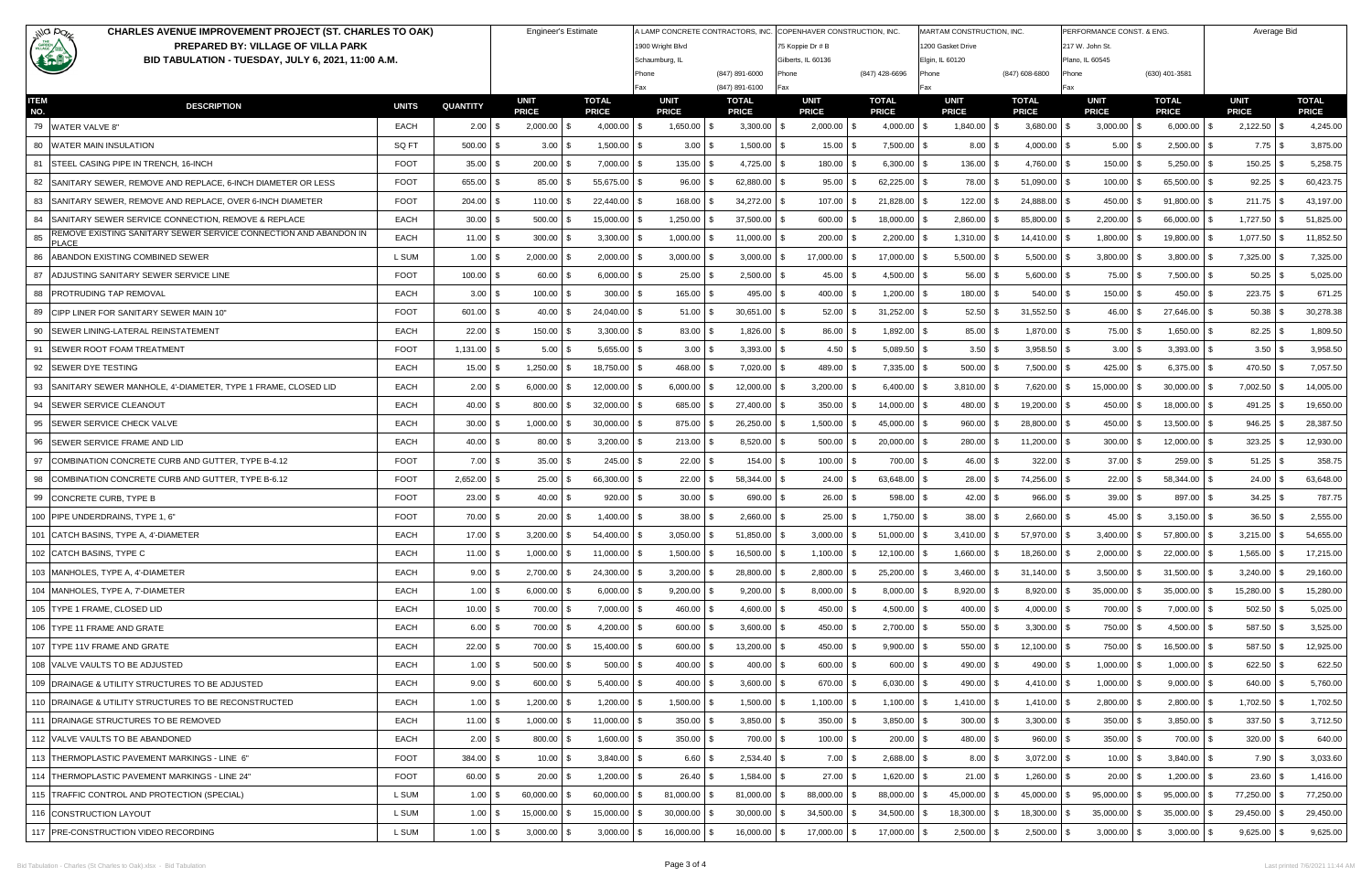# CHARLES AVENUE IMPROVEMENT PROJECT (ST. CHARLES TO OAK)

**PREPARED BY: VILLAGE OF VILLA PARK**

**BID TABULATION - TUESDAY, JULY 6, 2021, 11:00 A.M.**

| ITEM NO. | DESCRIPTION | UNITS | QUANTITY | Engineer's Estimate | | A LAMP CONCRETE CONTRACTORS, INC. 1900 Wright Blvd Schaumburg, IL Phone (847) 891-6000 Fax (847) 891-6100 | | COPENHAVER CONSTRUCTION, INC. 75 Koppie Dr # B Gilberts, IL 60136 Phone (847) 428-6696 Fax | | MARTAM CONSTRUCTION, INC. 1200 Gasket Drive Elgin, IL 60120 Phone (847) 608-6800 Fax | | PERFORMANCE CONST. & ENG. 217 W. John St. Plano, IL 60545 Phone (630) 401-3581 Fax | | Average Bid | |
|---|---|---|---|---|---|---|---|---|---|---|---|---|---|---|---|
| | | | | UNIT PRICE | TOTAL PRICE | UNIT PRICE | TOTAL PRICE | UNIT PRICE | TOTAL PRICE | UNIT PRICE | TOTAL PRICE | UNIT PRICE | TOTAL PRICE | UNIT PRICE | TOTAL PRICE |
| 79 | WATER VALVE 8" | EACH | 2.00 | $ 2,000.00 | $ 4,000.00 | $ 1,650.00 | $ 3,300.00 | $ 2,000.00 | $ 4,000.00 | $ 1,840.00 | $ 3,680.00 | $ 3,000.00 | $ 6,000.00 | $ 2,122.50 | $ 4,245.00 |
| 80 | WATER MAIN INSULATION | SQ FT | 500.00 | $ 3.00 | $ 1,500.00 | $ 3.00 | $ 1,500.00 | $ 15.00 | $ 7,500.00 | $ 8.00 | $ 4,000.00 | $ 5.00 | $ 2,500.00 | $ 7.75 | $ 3,875.00 |
| 81 | STEEL CASING PIPE IN TRENCH, 16-INCH | FOOT | 35.00 | $ 200.00 | $ 7,000.00 | $ 135.00 | $ 4,725.00 | $ 180.00 | $ 6,300.00 | $ 136.00 | $ 4,760.00 | $ 150.00 | $ 5,250.00 | $ 150.25 | $ 5,258.75 |
| 82 | SANITARY SEWER, REMOVE AND REPLACE, 6-INCH DIAMETER OR LESS | FOOT | 655.00 | $ 85.00 | $ 55,675.00 | $ 96.00 | $ 62,880.00 | $ 95.00 | $ 62,225.00 | $ 78.00 | $ 51,090.00 | $ 100.00 | $ 65,500.00 | $ 92.25 | $ 60,423.75 |
| 83 | SANITARY SEWER, REMOVE AND REPLACE, OVER 6-INCH DIAMETER | FOOT | 204.00 | $ 110.00 | $ 22,440.00 | $ 168.00 | $ 34,272.00 | $ 107.00 | $ 21,828.00 | $ 122.00 | $ 24,888.00 | $ 450.00 | $ 91,800.00 | $ 211.75 | $ 43,197.00 |
| 84 | SANITARY SEWER SERVICE CONNECTION, REMOVE & REPLACE | EACH | 30.00 | $ 500.00 | $ 15,000.00 | $ 1,250.00 | $ 37,500.00 | $ 600.00 | $ 18,000.00 | $ 2,860.00 | $ 85,800.00 | $ 2,200.00 | $ 66,000.00 | $ 1,727.50 | $ 51,825.00 |
| 85 | REMOVE EXISTING SANITARY SEWER SERVICE CONNECTION AND ABANDON IN PLACE | EACH | 11.00 | $ 300.00 | $ 3,300.00 | $ 1,000.00 | $ 11,000.00 | $ 200.00 | $ 2,200.00 | $ 1,310.00 | $ 14,410.00 | $ 1,800.00 | $ 19,800.00 | $ 1,077.50 | $ 11,852.50 |
| 86 | ABANDON EXISTING COMBINED SEWER | L SUM | 1.00 | $ 2,000.00 | $ 2,000.00 | $ 3,000.00 | $ 3,000.00 | $ 17,000.00 | $ 17,000.00 | $ 5,500.00 | $ 5,500.00 | $ 3,800.00 | $ 3,800.00 | $ 7,325.00 | $ 7,325.00 |
| 87 | ADJUSTING SANITARY SEWER SERVICE LINE | FOOT | 100.00 | $ 60.00 | $ 6,000.00 | $ 25.00 | $ 2,500.00 | $ 45.00 | $ 4,500.00 | $ 56.00 | $ 5,600.00 | $ 75.00 | $ 7,500.00 | $ 50.25 | $ 5,025.00 |
| 88 | PROTRUDING TAP REMOVAL | EACH | 3.00 | $ 100.00 | $ 300.00 | $ 165.00 | $ 495.00 | $ 400.00 | $ 1,200.00 | $ 180.00 | $ 540.00 | $ 150.00 | $ 450.00 | $ 223.75 | $ 671.25 |
| 89 | CIPP LINER FOR SANITARY SEWER MAIN 10" | FOOT | 601.00 | $ 40.00 | $ 24,040.00 | $ 51.00 | $ 30,651.00 | $ 52.00 | $ 31,252.00 | $ 52.50 | $ 31,552.50 | $ 46.00 | $ 27,646.00 | $ 50.38 | $ 30,278.38 |
| 90 | SEWER LINING-LATERAL REINSTATEMENT | EACH | 22.00 | $ 150.00 | $ 3,300.00 | $ 83.00 | $ 1,826.00 | $ 86.00 | $ 1,892.00 | $ 85.00 | $ 1,870.00 | $ 75.00 | $ 1,650.00 | $ 82.25 | $ 1,809.50 |
| 91 | SEWER ROOT FOAM TREATMENT | FOOT | 1,131.00 | $ 5.00 | $ 5,655.00 | $ 3.00 | $ 3,393.00 | $ 4.50 | $ 5,089.50 | $ 3.50 | $ 3,958.50 | $ 3.00 | $ 3,393.00 | $ 3.50 | $ 3,958.50 |
| 92 | SEWER DYE TESTING | EACH | 15.00 | $ 1,250.00 | $ 18,750.00 | $ 468.00 | $ 7,020.00 | $ 489.00 | $ 7,335.00 | $ 500.00 | $ 7,500.00 | $ 425.00 | $ 6,375.00 | $ 470.50 | $ 7,057.50 |
| 93 | SANITARY SEWER MANHOLE, 4'-DIAMETER, TYPE 1 FRAME, CLOSED LID | EACH | 2.00 | $ 6,000.00 | $ 12,000.00 | $ 6,000.00 | $ 12,000.00 | $ 3,200.00 | $ 6,400.00 | $ 3,810.00 | $ 7,620.00 | $ 15,000.00 | $ 30,000.00 | $ 7,002.50 | $ 14,005.00 |
| 94 | SEWER SERVICE CLEANOUT | EACH | 40.00 | $ 800.00 | $ 32,000.00 | $ 685.00 | $ 27,400.00 | $ 350.00 | $ 14,000.00 | $ 480.00 | $ 19,200.00 | $ 450.00 | $ 18,000.00 | $ 491.25 | $ 19,650.00 |
| 95 | SEWER SERVICE CHECK VALVE | EACH | 30.00 | $ 1,000.00 | $ 30,000.00 | $ 875.00 | $ 26,250.00 | $ 1,500.00 | $ 45,000.00 | $ 960.00 | $ 28,800.00 | $ 450.00 | $ 13,500.00 | $ 946.25 | $ 28,387.50 |
| 96 | SEWER SERVICE FRAME AND LID | EACH | 40.00 | $ 80.00 | $ 3,200.00 | $ 213.00 | $ 8,520.00 | $ 500.00 | $ 20,000.00 | $ 280.00 | $ 11,200.00 | $ 300.00 | $ 12,000.00 | $ 323.25 | $ 12,930.00 |
| 97 | COMBINATION CONCRETE CURB AND GUTTER, TYPE B-4.12 | FOOT | 7.00 | $ 35.00 | $ 245.00 | $ 22.00 | $ 154.00 | $ 100.00 | $ 700.00 | $ 46.00 | $ 322.00 | $ 37.00 | $ 259.00 | $ 51.25 | $ 358.75 |
| 98 | COMBINATION CONCRETE CURB AND GUTTER, TYPE B-6.12 | FOOT | 2,652.00 | $ 25.00 | $ 66,300.00 | $ 22.00 | $ 58,344.00 | $ 24.00 | $ 63,648.00 | $ 28.00 | $ 74,256.00 | $ 22.00 | $ 58,344.00 | $ 24.00 | $ 63,648.00 |
| 99 | CONCRETE CURB, TYPE B | FOOT | 23.00 | $ 40.00 | $ 920.00 | $ 30.00 | $ 690.00 | $ 26.00 | $ 598.00 | $ 42.00 | $ 966.00 | $ 39.00 | $ 897.00 | $ 34.25 | $ 787.75 |
| 100 | PIPE UNDERDRAINS, TYPE 1, 6" | FOOT | 70.00 | $ 20.00 | $ 1,400.00 | $ 38.00 | $ 2,660.00 | $ 25.00 | $ 1,750.00 | $ 38.00 | $ 2,660.00 | $ 45.00 | $ 3,150.00 | $ 36.50 | $ 2,555.00 |
| 101 | CATCH BASINS, TYPE A, 4'-DIAMETER | EACH | 17.00 | $ 3,200.00 | $ 54,400.00 | $ 3,050.00 | $ 51,850.00 | $ 3,000.00 | $ 51,000.00 | $ 3,410.00 | $ 57,970.00 | $ 3,400.00 | $ 57,800.00 | $ 3,215.00 | $ 54,655.00 |
| 102 | CATCH BASINS, TYPE C | EACH | 11.00 | $ 1,000.00 | $ 11,000.00 | $ 1,500.00 | $ 16,500.00 | $ 1,100.00 | $ 12,100.00 | $ 1,660.00 | $ 18,260.00 | $ 2,000.00 | $ 22,000.00 | $ 1,565.00 | $ 17,215.00 |
| 103 | MANHOLES, TYPE A, 4'-DIAMETER | EACH | 9.00 | $ 2,700.00 | $ 24,300.00 | $ 3,200.00 | $ 28,800.00 | $ 2,800.00 | $ 25,200.00 | $ 3,460.00 | $ 31,140.00 | $ 3,500.00 | $ 31,500.00 | $ 3,240.00 | $ 29,160.00 |
| 104 | MANHOLES, TYPE A, 7'-DIAMETER | EACH | 1.00 | $ 6,000.00 | $ 6,000.00 | $ 9,200.00 | $ 9,200.00 | $ 8,000.00 | $ 8,000.00 | $ 8,920.00 | $ 8,920.00 | $ 35,000.00 | $ 35,000.00 | $ 15,280.00 | $ 15,280.00 |
| 105 | TYPE 1 FRAME, CLOSED LID | EACH | 10.00 | $ 700.00 | $ 7,000.00 | $ 460.00 | $ 4,600.00 | $ 450.00 | $ 4,500.00 | $ 400.00 | $ 4,000.00 | $ 700.00 | $ 7,000.00 | $ 502.50 | $ 5,025.00 |
| 106 | TYPE 11 FRAME AND GRATE | EACH | 6.00 | $ 700.00 | $ 4,200.00 | $ 600.00 | $ 3,600.00 | $ 450.00 | $ 2,700.00 | $ 550.00 | $ 3,300.00 | $ 750.00 | $ 4,500.00 | $ 587.50 | $ 3,525.00 |
| 107 | TYPE 11V FRAME AND GRATE | EACH | 22.00 | $ 700.00 | $ 15,400.00 | $ 600.00 | $ 13,200.00 | $ 450.00 | $ 9,900.00 | $ 550.00 | $ 12,100.00 | $ 750.00 | $ 16,500.00 | $ 587.50 | $ 12,925.00 |
| 108 | VALVE VAULTS TO BE ADJUSTED | EACH | 1.00 | $ 500.00 | $ 500.00 | $ 400.00 | $ 400.00 | $ 600.00 | $ 600.00 | $ 490.00 | $ 490.00 | $ 1,000.00 | $ 1,000.00 | $ 622.50 | $ 622.50 |
| 109 | DRAINAGE & UTILITY STRUCTURES TO BE ADJUSTED | EACH | 9.00 | $ 600.00 | $ 5,400.00 | $ 400.00 | $ 3,600.00 | $ 670.00 | $ 6,030.00 | $ 490.00 | $ 4,410.00 | $ 1,000.00 | $ 9,000.00 | $ 640.00 | $ 5,760.00 |
| 110 | DRAINAGE & UTILITY STRUCTURES TO BE RECONSTRUCTED | EACH | 1.00 | $ 1,200.00 | $ 1,200.00 | $ 1,500.00 | $ 1,500.00 | $ 1,100.00 | $ 1,100.00 | $ 1,410.00 | $ 1,410.00 | $ 2,800.00 | $ 2,800.00 | $ 1,702.50 | $ 1,702.50 |
| 111 | DRAINAGE STRUCTURES TO BE REMOVED | EACH | 11.00 | $ 1,000.00 | $ 11,000.00 | $ 350.00 | $ 3,850.00 | $ 350.00 | $ 3,850.00 | $ 300.00 | $ 3,300.00 | $ 350.00 | $ 3,850.00 | $ 337.50 | $ 3,712.50 |
| 112 | VALVE VAULTS TO BE ABANDONED | EACH | 2.00 | $ 800.00 | $ 1,600.00 | $ 350.00 | $ 700.00 | $ 100.00 | $ 200.00 | $ 480.00 | $ 960.00 | $ 350.00 | $ 700.00 | $ 320.00 | $ 640.00 |
| 113 | THERMOPLASTIC PAVEMENT MARKINGS - LINE 6" | FOOT | 384.00 | $ 10.00 | $ 3,840.00 | $ 6.60 | $ 2,534.40 | $ 7.00 | $ 2,688.00 | $ 8.00 | $ 3,072.00 | $ 10.00 | $ 3,840.00 | $ 7.90 | $ 3,033.60 |
| 114 | THERMOPLASTIC PAVEMENT MARKINGS - LINE 24" | FOOT | 60.00 | $ 20.00 | $ 1,200.00 | $ 26.40 | $ 1,584.00 | $ 27.00 | $ 1,620.00 | $ 21.00 | $ 1,260.00 | $ 20.00 | $ 1,200.00 | $ 23.60 | $ 1,416.00 |
| 115 | TRAFFIC CONTROL AND PROTECTION (SPECIAL) | L SUM | 1.00 | $ 60,000.00 | $ 60,000.00 | $ 81,000.00 | $ 81,000.00 | $ 88,000.00 | $ 88,000.00 | $ 45,000.00 | $ 45,000.00 | $ 95,000.00 | $ 95,000.00 | $ 77,250.00 | $ 77,250.00 |
| 116 | CONSTRUCTION LAYOUT | L SUM | 1.00 | $ 15,000.00 | $ 15,000.00 | $ 30,000.00 | $ 30,000.00 | $ 34,500.00 | $ 34,500.00 | $ 18,300.00 | $ 18,300.00 | $ 35,000.00 | $ 35,000.00 | $ 29,450.00 | $ 29,450.00 |
| 117 | PRE-CONSTRUCTION VIDEO RECORDING | L SUM | 1.00 | $ 3,000.00 | $ 3,000.00 | $ 16,000.00 | $ 16,000.00 | $ 17,000.00 | $ 17,000.00 | $ 2,500.00 | $ 2,500.00 | $ 3,000.00 | $ 3,000.00 | $ 9,625.00 | $ 9,625.00 |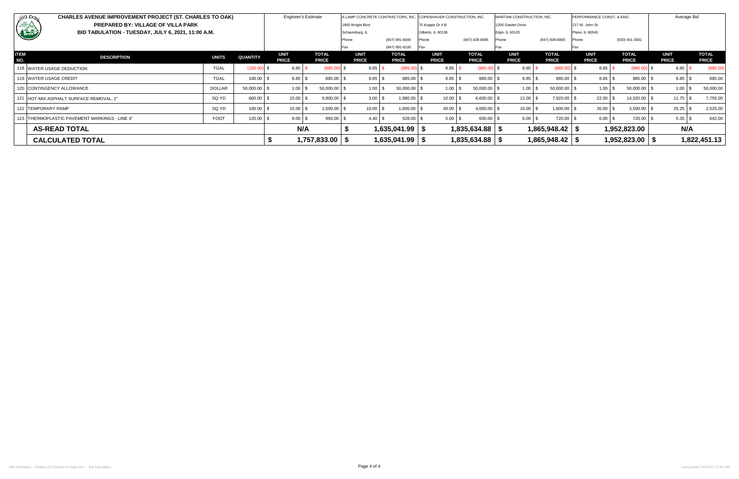**CHARLES AVENUE IMPROVEMENT PROJECT (ST. CHARLES TO OAK)**
**PREPARED BY: VILLAGE OF VILLA PARK**
**BID TABULATION - TUESDAY, JULY 6, 2021, 11:00 A.M.**

| | | | | Engineer's Estimate | | A LAMP CONCRETE CONTRACTORS, INC. 1900 Wright Blvd, Schaumburg, IL, Phone (847) 891-6000, Fax (847) 891-6100 | | COPENHAVER CONSTRUCTION, INC. 75 Koppie Dr # B, Gilberts, IL 60136, Phone (847) 428-6696, Fax | | MARTAM CONSTRUCTION, INC. 1200 Gasket Drive, Elgin, IL 60120, Phone (847) 608-6800, Fax | | PERFORMANCE CONST. & ENG. 217 W. John St., Plano, IL 60545, Phone (630) 401-3581, Fax | | Average Bid | |
|---|---|---|---|---|---|---|---|---|---|---|---|---|---|---|---|
| ITEM NO. | DESCRIPTION | UNITS | QUANTITY | UNIT PRICE | TOTAL PRICE | UNIT PRICE | TOTAL PRICE | UNIT PRICE | TOTAL PRICE | UNIT PRICE | TOTAL PRICE | UNIT PRICE | TOTAL PRICE | UNIT PRICE | TOTAL PRICE |
| 118 | WATER USAGE DEDUCTION | TGAL | (100.00) | $ 8.85 | $ (885.00) | $ 8.85 | $ (885.00) | $ 8.85 | $ (885.00) | $ 8.85 | $ (885.00) | $ 8.85 | $ (885.00) | $ 8.85 | $ (885.00) |
| 119 | WATER USAGE CREDIT | TGAL | 100.00 | $ 8.85 | $ 885.00 | $ 8.85 | $ 885.00 | $ 8.85 | $ 885.00 | $ 8.85 | $ 885.00 | $ 8.85 | $ 885.00 | $ 8.85 | $ 885.00 |
| 120 | CONTINGENCY ALLOWANCE | DOLLAR | 50,000.00 | $ 1.00 | $ 50,000.00 | $ 1.00 | $ 50,000.00 | $ 1.00 | $ 50,000.00 | $ 1.00 | $ 50,000.00 | $ 1.00 | $ 50,000.00 | $ 1.00 | $ 50,000.00 |
| 121 | HOT-MIX ASPHALT SURFACE REMOVAL, 2" | SQ YD | 660.00 | $ 15.00 | $ 9,900.00 | $ 3.00 | $ 1,980.00 | $ 10.00 | $ 6,600.00 | $ 12.00 | $ 7,920.00 | $ 22.00 | $ 14,520.00 | $ 11.75 | $ 7,755.00 |
| 122 | TEMPORARY RAMP | SQ YD | 100.00 | $ 15.00 | $ 1,500.00 | $ 10.00 | $ 1,000.00 | $ 40.00 | $ 4,000.00 | $ 16.00 | $ 1,600.00 | $ 35.00 | $ 3,500.00 | $ 25.25 | $ 2,525.00 |
| 123 | THERMOPLASTIC PAVEMENT MARKINGS - LINE 4" | FOOT | 120.00 | $ 8.00 | $ 960.00 | $ 4.40 | $ 528.00 | $ 5.00 | $ 600.00 | $ 6.00 | $ 720.00 | $ 6.00 | $ 720.00 | $ 5.35 | $ 642.00 |
| | **AS-READ TOTAL** | | | **N/A** | | | **$ 1,635,041.99** | | **$ 1,835,634.88** | | **$ 1,865,948.42** | | **$ 1,952,823.00** | **N/A** | |
| | **CALCULATED TOTAL** | | | | **$ 1,757,833.00** | | **$ 1,635,041.99** | | **$ 1,835,634.88** | | **$ 1,865,948.42** | | **$ 1,952,823.00** | | **$ 1,822,451.13** |